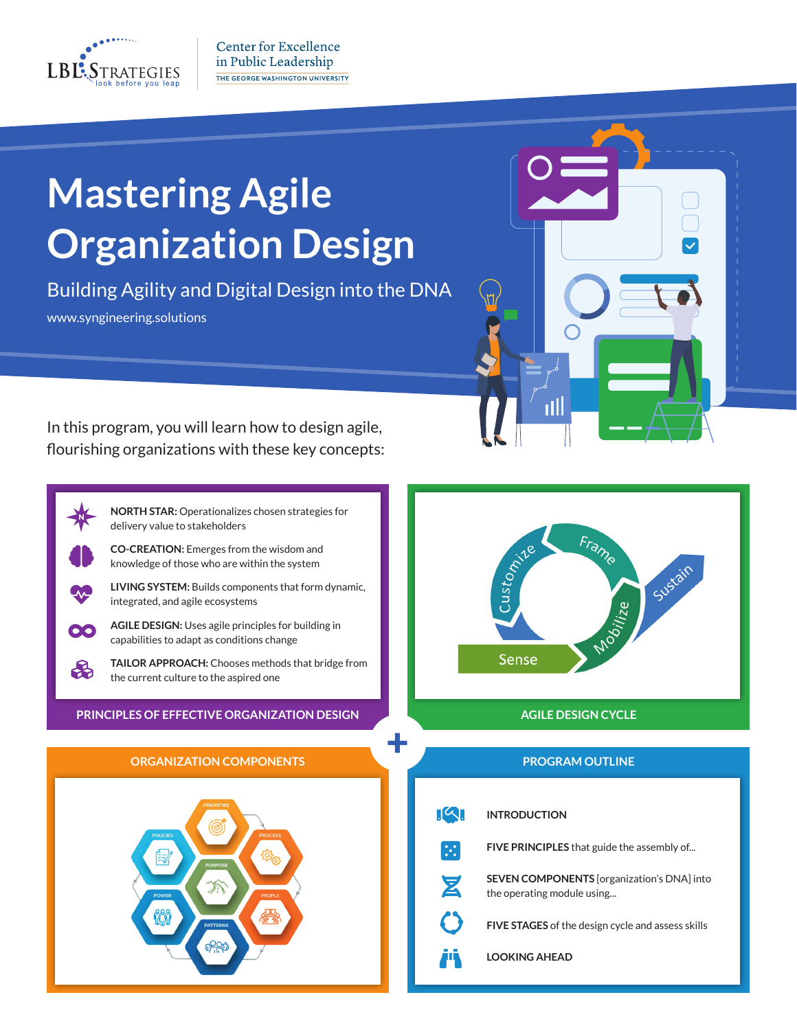LBL STRATEGIES — look before you leap

Center for Excellence in Public Leadership
THE GEORGE WASHINGTON UNIVERSITY

# Mastering Agile Organization Design

## Building Agility and Digital Design into the DNA

www.syngineering.solutions

In this program, you will learn how to design agile, flourishing organizations with these key concepts:

## PRINCIPLES OF EFFECTIVE ORGANIZATION DESIGN

- **NORTH STAR:** Operationalizes chosen strategies for delivery value to stakeholders
- **CO-CREATION:** Emerges from the wisdom and knowledge of those who are within the system
- **LIVING SYSTEM:** Builds components that form dynamic, integrated, and agile ecosystems
- **AGILE DESIGN:** Uses agile principles for building in capabilities to adapt as conditions change
- **TAILOR APPROACH:** Chooses methods that bridge from the current culture to the aspired one

## AGILE DESIGN CYCLE

Sense → Customize → Frame → Mobilize → Sustain

## ORGANIZATION COMPONENTS

Priorities, Process, People, Patterns, Power, Policies, Purpose

## PROGRAM OUTLINE

- **INTRODUCTION**
- **FIVE PRINCIPLES** that guide the assembly of...
- **SEVEN COMPONENTS** [organization's DNA] into the operating module using...
- **FIVE STAGES** of the design cycle and assess skills
- **LOOKING AHEAD**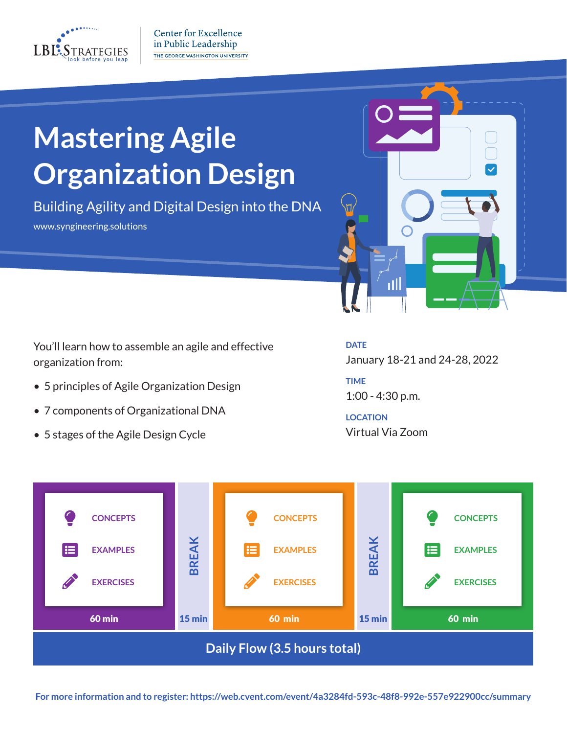LBL STRATEGIES
look before you leap

Center for Excellence in Public Leadership
THE GEORGE WASHINGTON UNIVERSITY

# Mastering Agile Organization Design

## Building Agility and Digital Design into the DNA

www.syngineering.solutions

You'll learn how to assemble an agile and effective organization from:

- 5 principles of Agile Organization Design
- 7 components of Organizational DNA
- 5 stages of the Agile Design Cycle

**DATE**
January 18-21 and 24-28, 2022

**TIME**
1:00 - 4:30 p.m.

**LOCATION**
Virtual Via Zoom

| | | | | |
|---|---|---|---|---|
| CONCEPTS<br>EXAMPLES<br>EXERCISES | BREAK | CONCEPTS<br>EXAMPLES<br>EXERCISES | BREAK | CONCEPTS<br>EXAMPLES<br>EXERCISES |
| 60 min | 15 min | 60 min | 15 min | 60 min |

**Daily Flow (3.5 hours total)**

**For more information and to register: https://web.cvent.com/event/4a3284fd-593c-48f8-992e-557e922900cc/summary**